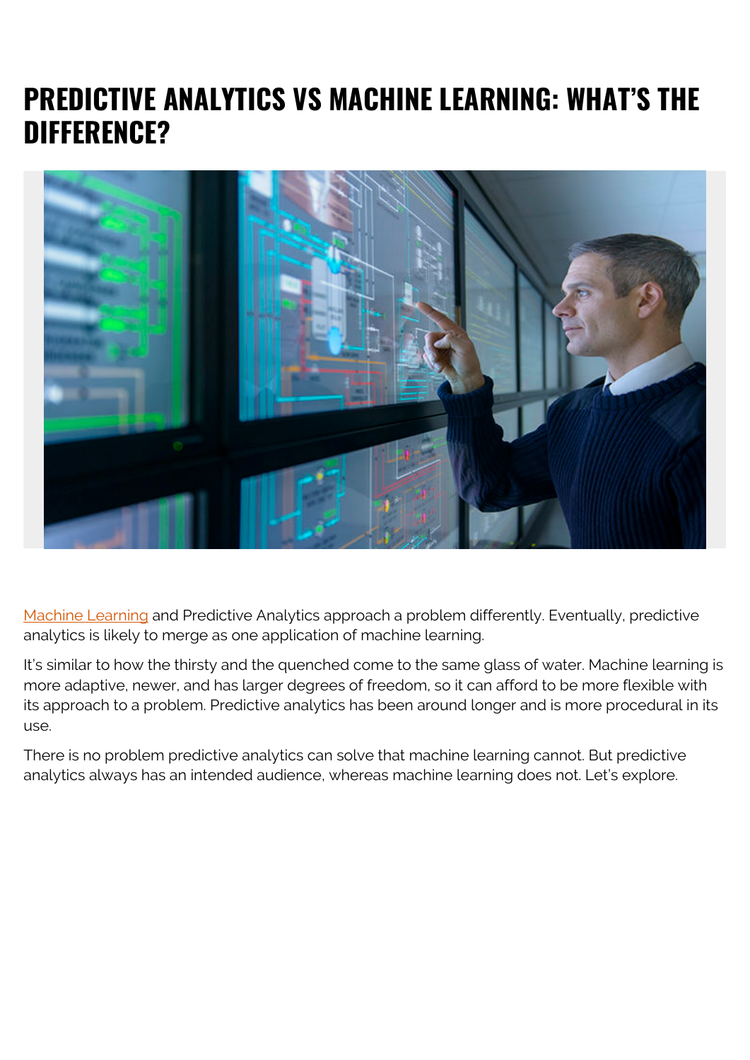# PREDICTIVE ANALYTICS VS MACHINE LEARNING: WHAT'S THE DIFFERENCE?

Machine Learning and Predictive Analytics approach a problem differently. Eventually, predictive analytics is likely to merge as one application of machine learning.

It's similar to how the thirsty and the quenched come to the same glass of water. Machine learning is more adaptive, newer, and has larger degrees of freedom, so it can afford to be more flexible with its approach to a problem. Predictive analytics has been around longer and is more procedural in its use.

There is no problem predictive analytics can solve that machine learning cannot. But predictive analytics always has an intended audience, whereas machine learning does not. Let's explore.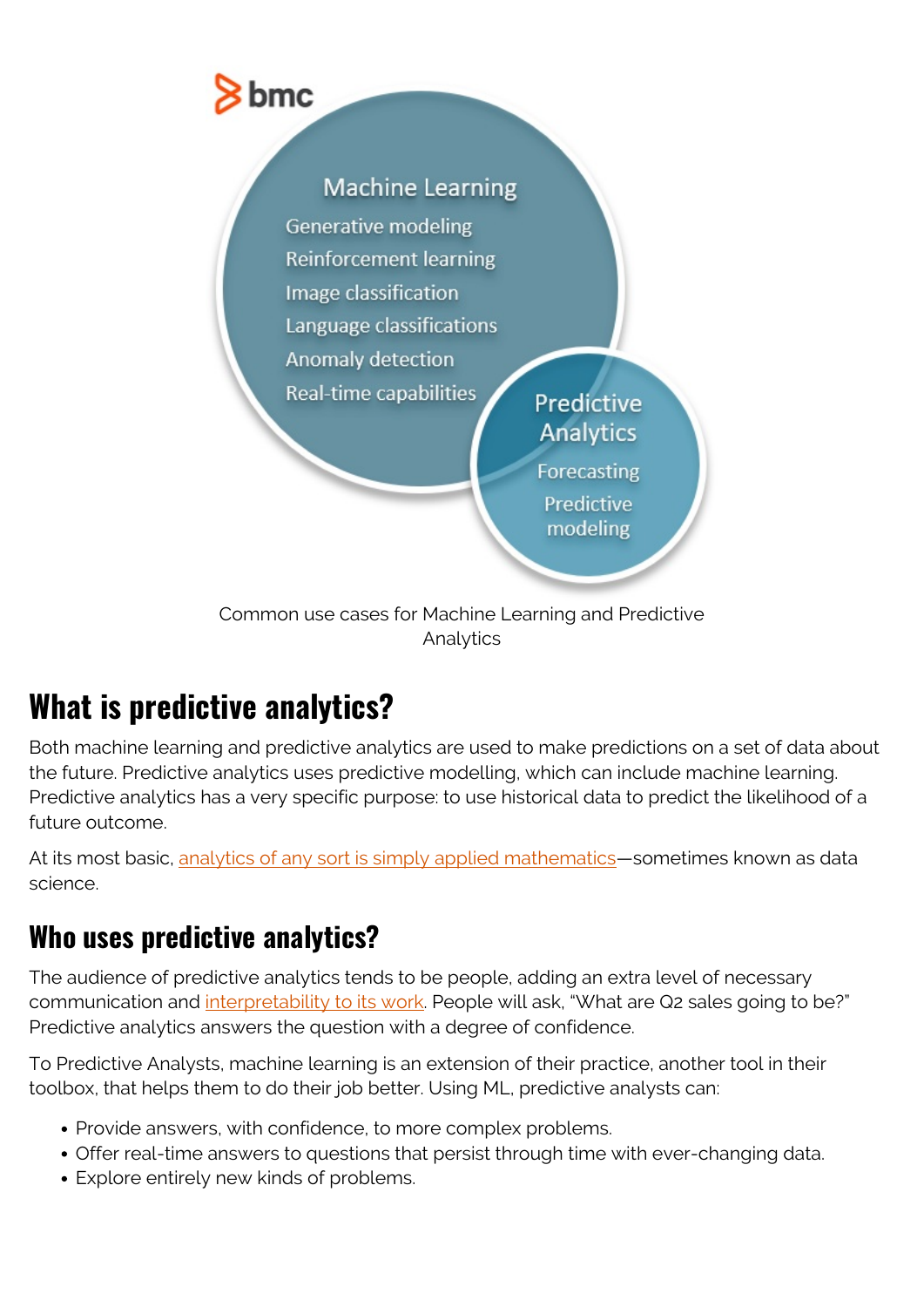bmc

Machine Learning

Generative modeling

Reinforcement learning

Image classification

Language classifications

Anomaly detection

Real-time capabilities

Predictive Analytics

Forecasting

Predictive modeling

Common use cases for Machine Learning and Predictive Analytics

# What is predictive analytics?

Both machine learning and predictive analytics are used to make predictions on a set of data about the future. Predictive analytics uses predictive modelling, which can include machine learning. Predictive analytics has a very specific purpose: to use historical data to predict the likelihood of a future outcome.

At its most basic, analytics of any sort is simply applied mathematics—sometimes known as data science.

## Who uses predictive analytics?

The audience of predictive analytics tends to be people, adding an extra level of necessary communication and interpretability to its work. People will ask, "What are Q2 sales going to be?" Predictive analytics answers the question with a degree of confidence.

To Predictive Analysts, machine learning is an extension of their practice, another tool in their toolbox, that helps them to do their job better. Using ML, predictive analysts can:

- Provide answers, with confidence, to more complex problems.
- Offer real-time answers to questions that persist through time with ever-changing data.
- Explore entirely new kinds of problems.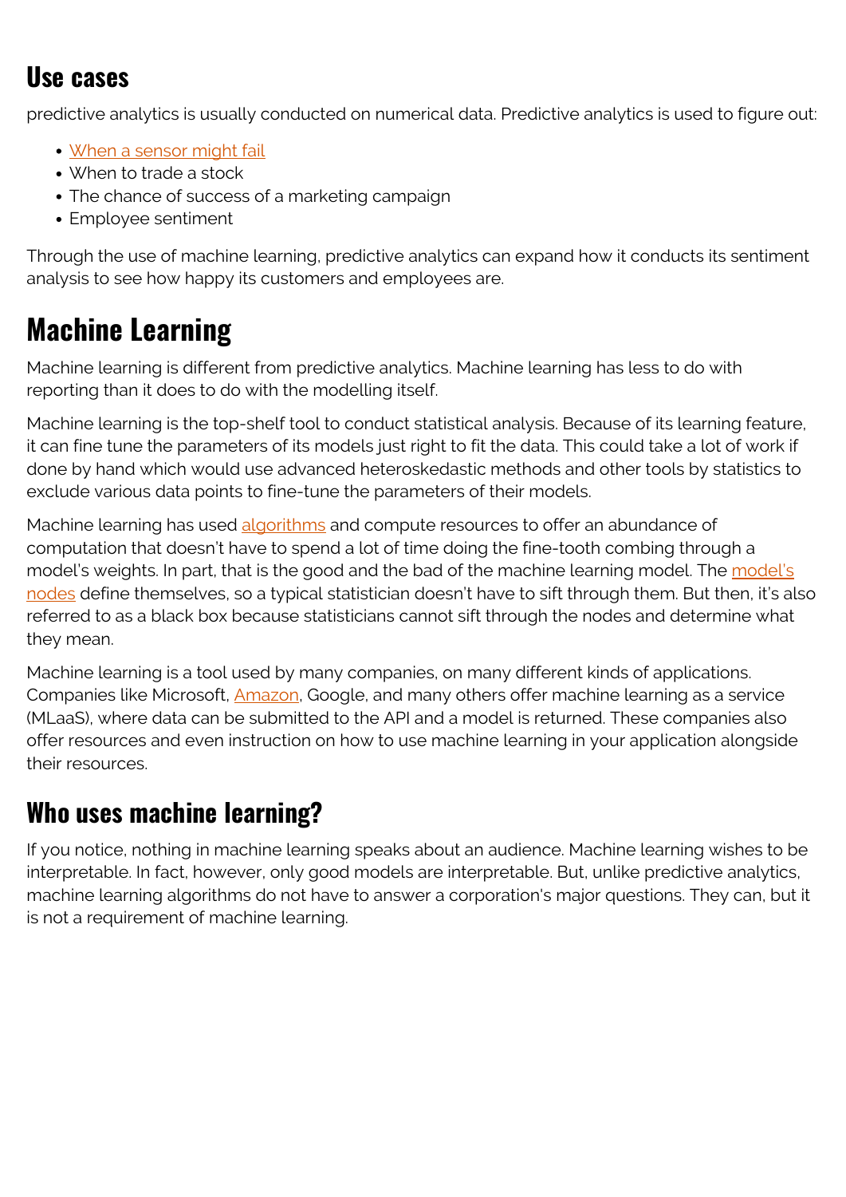## Use cases

predictive analytics is usually conducted on numerical data. Predictive analytics is used to figure out:

- When a sensor might fail
- When to trade a stock
- The chance of success of a marketing campaign
- Employee sentiment

Through the use of machine learning, predictive analytics can expand how it conducts its sentiment analysis to see how happy its customers and employees are.

# Machine Learning

Machine learning is different from predictive analytics. Machine learning has less to do with reporting than it does to do with the modelling itself.

Machine learning is the top-shelf tool to conduct statistical analysis. Because of its learning feature, it can fine tune the parameters of its models just right to fit the data. This could take a lot of work if done by hand which would use advanced heteroskedastic methods and other tools by statistics to exclude various data points to fine-tune the parameters of their models.

Machine learning has used algorithms and compute resources to offer an abundance of computation that doesn't have to spend a lot of time doing the fine-tooth combing through a model's weights. In part, that is the good and the bad of the machine learning model. The model's nodes define themselves, so a typical statistician doesn't have to sift through them. But then, it's also referred to as a black box because statisticians cannot sift through the nodes and determine what they mean.

Machine learning is a tool used by many companies, on many different kinds of applications. Companies like Microsoft, Amazon, Google, and many others offer machine learning as a service (MLaaS), where data can be submitted to the API and a model is returned. These companies also offer resources and even instruction on how to use machine learning in your application alongside their resources.

## Who uses machine learning?

If you notice, nothing in machine learning speaks about an audience. Machine learning wishes to be interpretable. In fact, however, only good models are interpretable. But, unlike predictive analytics, machine learning algorithms do not have to answer a corporation's major questions. They can, but it is not a requirement of machine learning.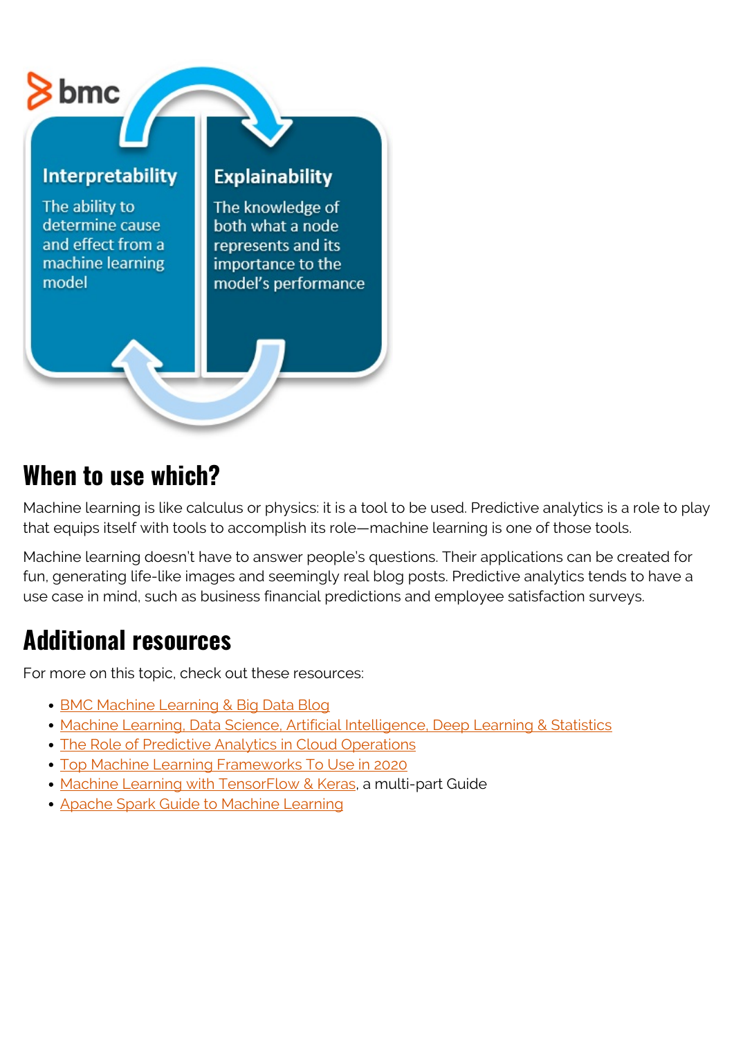bmc

**Interpretability**

The ability to determine cause and effect from a machine learning model

**Explainability**

The knowledge of both what a node represents and its importance to the model's performance

## When to use which?

Machine learning is like calculus or physics: it is a tool to be used. Predictive analytics is a role to play that equips itself with tools to accomplish its role—machine learning is one of those tools.

Machine learning doesn't have to answer people's questions. Their applications can be created for fun, generating life-like images and seemingly real blog posts. Predictive analytics tends to have a use case in mind, such as business financial predictions and employee satisfaction surveys.

## Additional resources

For more on this topic, check out these resources:

- BMC Machine Learning & Big Data Blog
- Machine Learning, Data Science, Artificial Intelligence, Deep Learning & Statistics
- The Role of Predictive Analytics in Cloud Operations
- Top Machine Learning Frameworks To Use in 2020
- Machine Learning with TensorFlow & Keras, a multi-part Guide
- Apache Spark Guide to Machine Learning